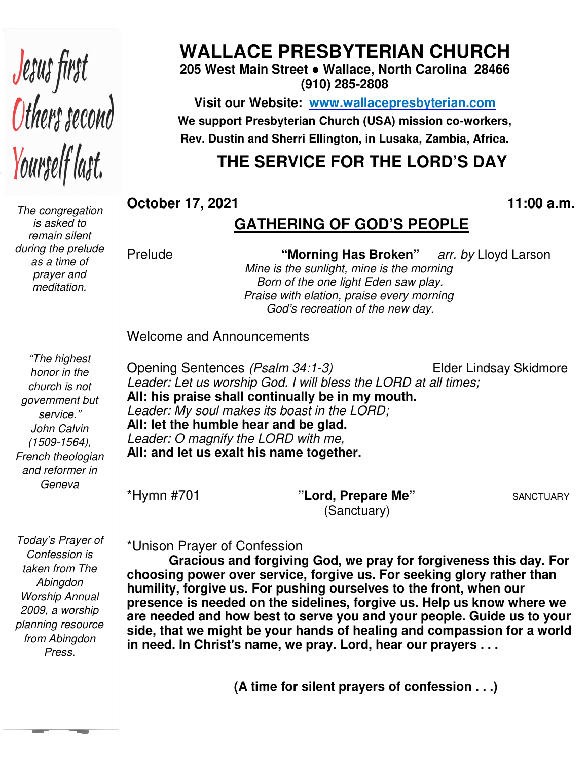Jesus first
Others second
Yourself last.

# WALLACE PRESBYTERIAN CHURCH

**205 West Main Street ● Wallace, North Carolina 28466**
**(910) 285-2808**

**Visit our Website: www.wallacepresbyterian.com**
**We support Presbyterian Church (USA) mission co-workers,**
**Rev. Dustin and Sherri Ellington, in Lusaka, Zambia, Africa.**

## THE SERVICE FOR THE LORD'S DAY

**October 17, 2021** **11:00 a.m.**

## GATHERING OF GOD'S PEOPLE

*The congregation is asked to remain silent during the prelude as a time of prayer and meditation.*

Prelude **"Morning Has Broken"** *arr. by* Lloyd Larson

*Mine is the sunlight, mine is the morning*
*Born of the one light Eden saw play.*
*Praise with elation, praise every morning*
*God's recreation of the new day.*

Welcome and Announcements

*"The highest honor in the church is not government but service."*
*John Calvin (1509-1564), French theologian and reformer in Geneva*

Opening Sentences *(Psalm 34:1-3)* Elder Lindsay Skidmore

*Leader: Let us worship God. I will bless the LORD at all times;*
**All: his praise shall continually be in my mouth.**
*Leader: My soul makes its boast in the LORD;*
**All: let the humble hear and be glad.**
*Leader: O magnify the LORD with me,*
**All: and let us exalt his name together.**

*Hymn #701 **"Lord, Prepare Me"** SANCTUARY
(Sanctuary)

*Today's Prayer of Confession is taken from The Abingdon Worship Annual 2009, a worship planning resource from Abingdon Press.*

*Unison Prayer of Confession

**Gracious and forgiving God, we pray for forgiveness this day. For choosing power over service, forgive us. For seeking glory rather than humility, forgive us. For pushing ourselves to the front, when our presence is needed on the sidelines, forgive us. Help us know where we are needed and how best to serve you and your people. Guide us to your side, that we might be your hands of healing and compassion for a world in need. In Christ's name, we pray. Lord, hear our prayers . . .**

**(A time for silent prayers of confession . . .)**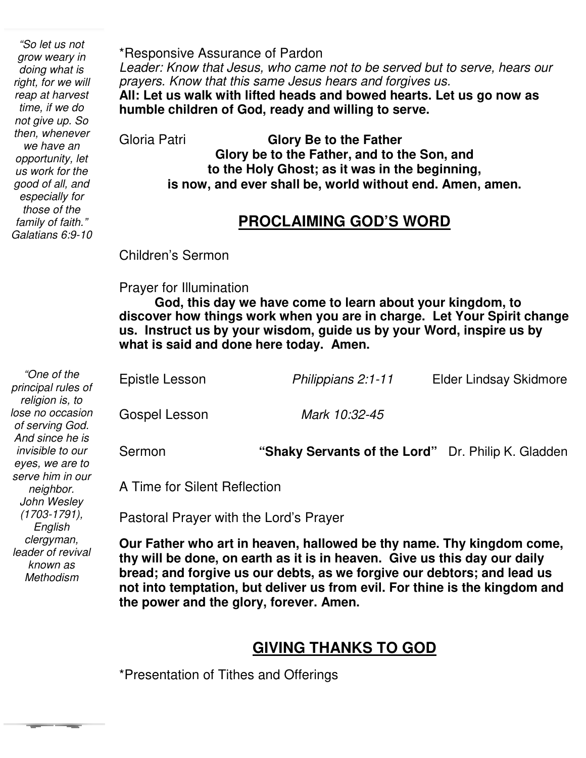*“So let us not grow weary in doing what is right, for we will reap at harvest time, if we do not give up. So then, whenever we have an opportunity, let us work for the good of all, and especially for those of the family of faith.” Galatians 6:9-10*

*Responsive Assurance of Pardon

*Leader: Know that Jesus, who came not to be served but to serve, hears our prayers. Know that this same Jesus hears and forgives us.*

**All: Let us walk with lifted heads and bowed hearts. Let us go now as humble children of God, ready and willing to serve.**

Gloria Patri **Glory Be to the Father**

**Glory be to the Father, and to the Son, and to the Holy Ghost; as it was in the beginning, is now, and ever shall be, world without end. Amen, amen.**

## PROCLAIMING GOD’S WORD

Children’s Sermon

Prayer for Illumination

**God, this day we have come to learn about your kingdom, to discover how things work when you are in charge. Let Your Spirit change us. Instruct us by your wisdom, guide us by your Word, inspire us by what is said and done here today. Amen.**

*“One of the principal rules of religion is, to lose no occasion of serving God. And since he is invisible to our eyes, we are to serve him in our neighbor. John Wesley (1703-1791), English clergyman, leader of revival known as Methodism*

Epistle Lesson *Philippians 2:1-11* Elder Lindsay Skidmore

Gospel Lesson *Mark 10:32-45*

Sermon **“Shaky Servants of the Lord”** Dr. Philip K. Gladden

A Time for Silent Reflection

Pastoral Prayer with the Lord’s Prayer

**Our Father who art in heaven, hallowed be thy name. Thy kingdom come, thy will be done, on earth as it is in heaven. Give us this day our daily bread; and forgive us our debts, as we forgive our debtors; and lead us not into temptation, but deliver us from evil. For thine is the kingdom and the power and the glory, forever. Amen.**

## GIVING THANKS TO GOD

*Presentation of Tithes and Offerings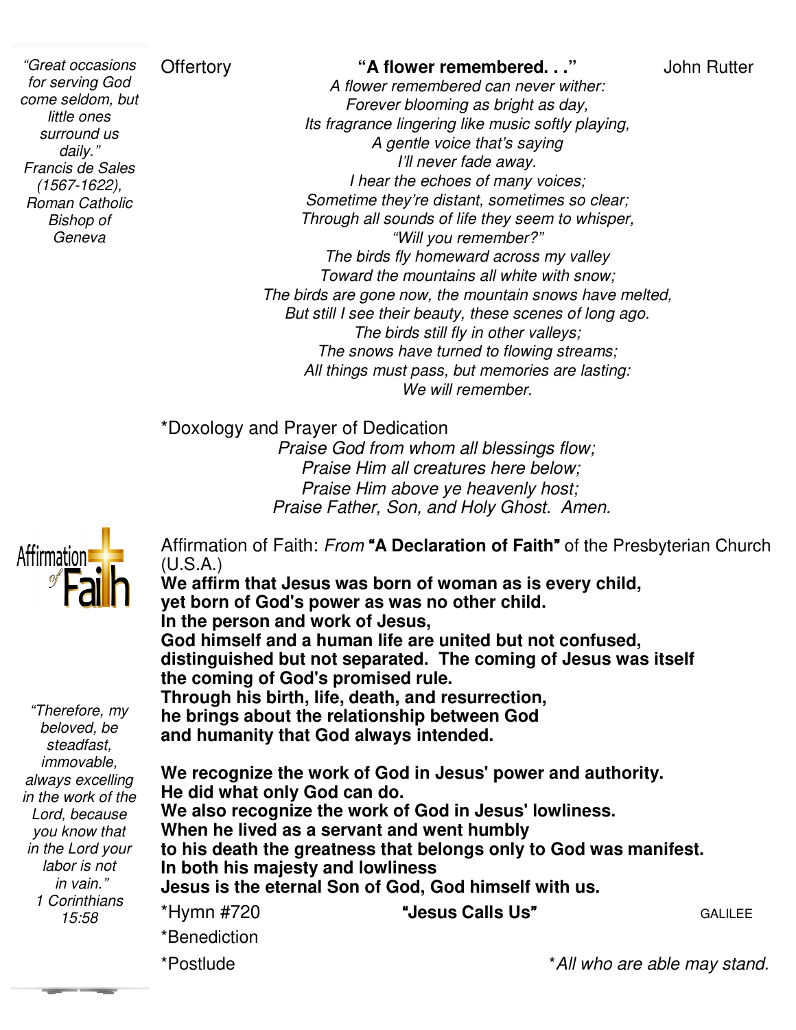*"Great occasions for serving God come seldom, but little ones surround us daily."*
*Francis de Sales (1567-1622), Roman Catholic Bishop of Geneva*

Offertory **"A flower remembered. . ."** John Rutter

*A flower remembered can never wither:*
*Forever blooming as bright as day,*
*Its fragrance lingering like music softly playing,*
*A gentle voice that's saying*
*I'll never fade away.*
*I hear the echoes of many voices;*
*Sometime they're distant, sometimes so clear;*
*Through all sounds of life they seem to whisper,*
*"Will you remember?"*
*The birds fly homeward across my valley*
*Toward the mountains all white with snow;*
*The birds are gone now, the mountain snows have melted,*
*But still I see their beauty, these scenes of long ago.*
*The birds still fly in other valleys;*
*The snows have turned to flowing streams;*
*All things must pass, but memories are lasting:*
*We will remember.*

*Doxology and Prayer of Dedication

*Praise God from whom all blessings flow;*
*Praise Him all creatures here below;*
*Praise Him above ye heavenly host;*
*Praise Father, Son, and Holy Ghost. Amen.*

Affirmation of Faith: *From* **"A Declaration of Faith"** of the Presbyterian Church (U.S.A.)

**We affirm that Jesus was born of woman as is every child,**
**yet born of God's power as was no other child.**
**In the person and work of Jesus,**
**God himself and a human life are united but not confused,**
**distinguished but not separated. The coming of Jesus was itself**
**the coming of God's promised rule.**
**Through his birth, life, death, and resurrection,**
**he brings about the relationship between God**
**and humanity that God always intended.**

**We recognize the work of God in Jesus' power and authority.**
**He did what only God can do.**
**We also recognize the work of God in Jesus' lowliness.**
**When he lived as a servant and went humbly**
**to his death the greatness that belongs only to God was manifest.**
**In both his majesty and lowliness**
**Jesus is the eternal Son of God, God himself with us.**

*"Therefore, my beloved, be steadfast, immovable, always excelling in the work of the Lord, because you know that in the Lord your labor is not in vain."*
*1 Corinthians 15:58*

*Hymn #720 **"Jesus Calls Us"** GALILEE

*Benediction

*Postlude

*\*All who are able may stand.*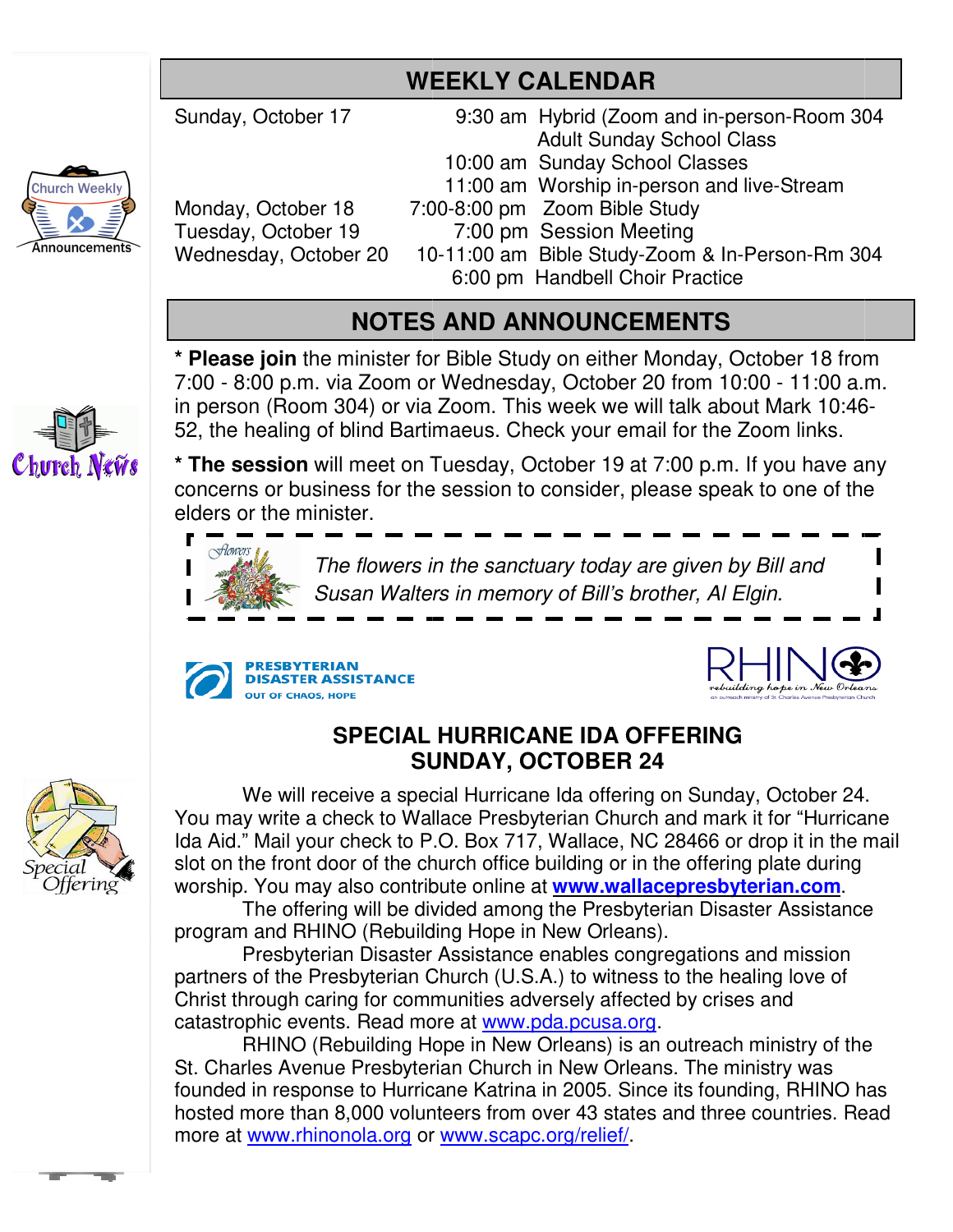## WEEKLY CALENDAR

| | | |
|---|---|---|
| Sunday, October 17 | 9:30 am | Hybrid (Zoom and in-person-Room 304 Adult Sunday School Class |
| | 10:00 am | Sunday School Classes |
| | 11:00 am | Worship in-person and live-Stream |
| Monday, October 18 | 7:00-8:00 pm | Zoom Bible Study |
| Tuesday, October 19 | 7:00 pm | Session Meeting |
| Wednesday, October 20 | 10-11:00 am | Bible Study-Zoom & In-Person-Rm 304 |
| | 6:00 pm | Handbell Choir Practice |

## NOTES AND ANNOUNCEMENTS

* **Please join** the minister for Bible Study on either Monday, October 18 from 7:00 - 8:00 p.m. via Zoom or Wednesday, October 20 from 10:00 - 11:00 a.m. in person (Room 304) or via Zoom. This week we will talk about Mark 10:46-52, the healing of blind Bartimaeus. Check your email for the Zoom links.

* **The session** will meet on Tuesday, October 19 at 7:00 p.m. If you have any concerns or business for the session to consider, please speak to one of the elders or the minister.

*The flowers in the sanctuary today are given by Bill and Susan Walters in memory of Bill's brother, Al Elgin.*

PRESBYTERIAN DISASTER ASSISTANCE
OUT OF CHAOS, HOPE

RHINO
rebuilding hope in New Orleans
an outreach ministry of St. Charles Avenue Presbyterian Church

## SPECIAL HURRICANE IDA OFFERING
## SUNDAY, OCTOBER 24

We will receive a special Hurricane Ida offering on Sunday, October 24. You may write a check to Wallace Presbyterian Church and mark it for "Hurricane Ida Aid." Mail your check to P.O. Box 717, Wallace, NC 28466 or drop it in the mail slot on the front door of the church office building or in the offering plate during worship. You may also contribute online at **www.wallacepresbyterian.com**.

The offering will be divided among the Presbyterian Disaster Assistance program and RHINO (Rebuilding Hope in New Orleans).

Presbyterian Disaster Assistance enables congregations and mission partners of the Presbyterian Church (U.S.A.) to witness to the healing love of Christ through caring for communities adversely affected by crises and catastrophic events. Read more at www.pda.pcusa.org.

RHINO (Rebuilding Hope in New Orleans) is an outreach ministry of the St. Charles Avenue Presbyterian Church in New Orleans. The ministry was founded in response to Hurricane Katrina in 2005. Since its founding, RHINO has hosted more than 8,000 volunteers from over 43 states and three countries. Read more at www.rhinonola.org or www.scapc.org/relief/.